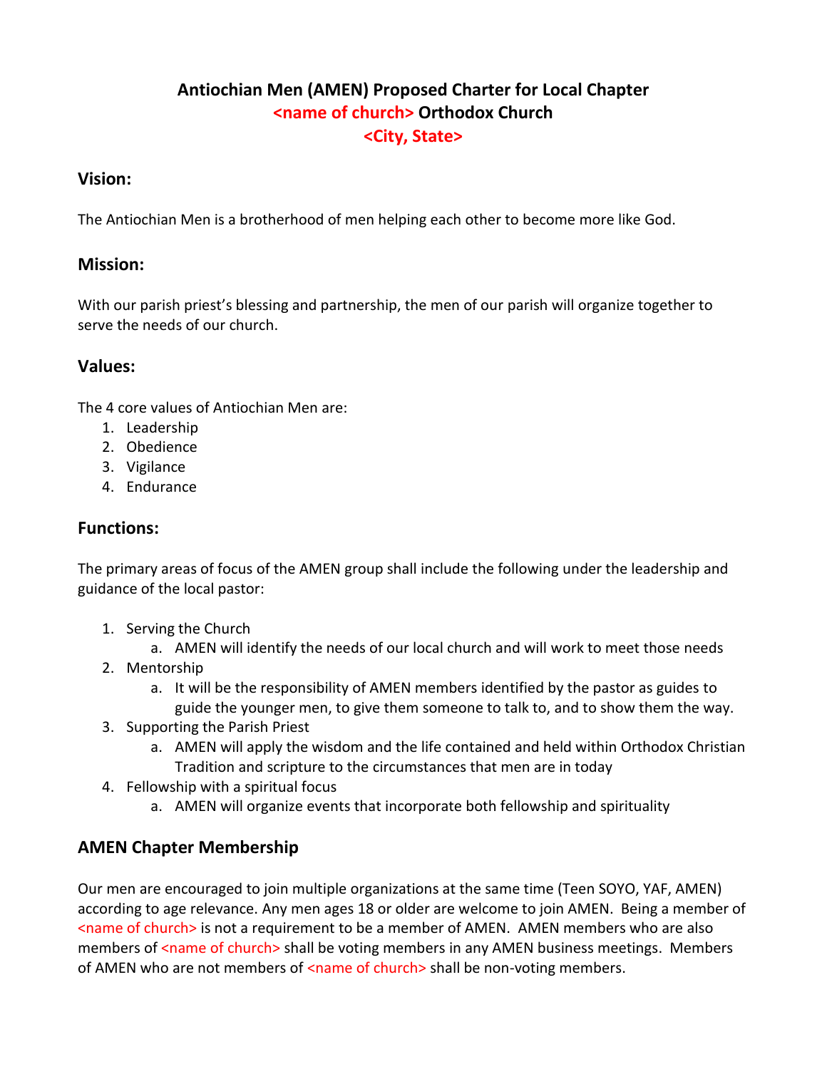# Antiochian Men (AMEN) Proposed Charter for Local Chapter
# <name of church> Orthodox Church
# <City, State>

## Vision:

The Antiochian Men is a brotherhood of men helping each other to become more like God.

## Mission:

With our parish priest's blessing and partnership, the men of our parish will organize together to serve the needs of our church.

## Values:

The 4 core values of Antiochian Men are:

1. Leadership
2. Obedience
3. Vigilance
4. Endurance

## Functions:

The primary areas of focus of the AMEN group shall include the following under the leadership and guidance of the local pastor:

1. Serving the Church
   a. AMEN will identify the needs of our local church and will work to meet those needs
2. Mentorship
   a. It will be the responsibility of AMEN members identified by the pastor as guides to guide the younger men, to give them someone to talk to, and to show them the way.
3. Supporting the Parish Priest
   a. AMEN will apply the wisdom and the life contained and held within Orthodox Christian Tradition and scripture to the circumstances that men are in today
4. Fellowship with a spiritual focus
   a. AMEN will organize events that incorporate both fellowship and spirituality

## AMEN Chapter Membership

Our men are encouraged to join multiple organizations at the same time (Teen SOYO, YAF, AMEN) according to age relevance. Any men ages 18 or older are welcome to join AMEN. Being a member of <name of church> is not a requirement to be a member of AMEN. AMEN members who are also members of <name of church> shall be voting members in any AMEN business meetings. Members of AMEN who are not members of <name of church> shall be non-voting members.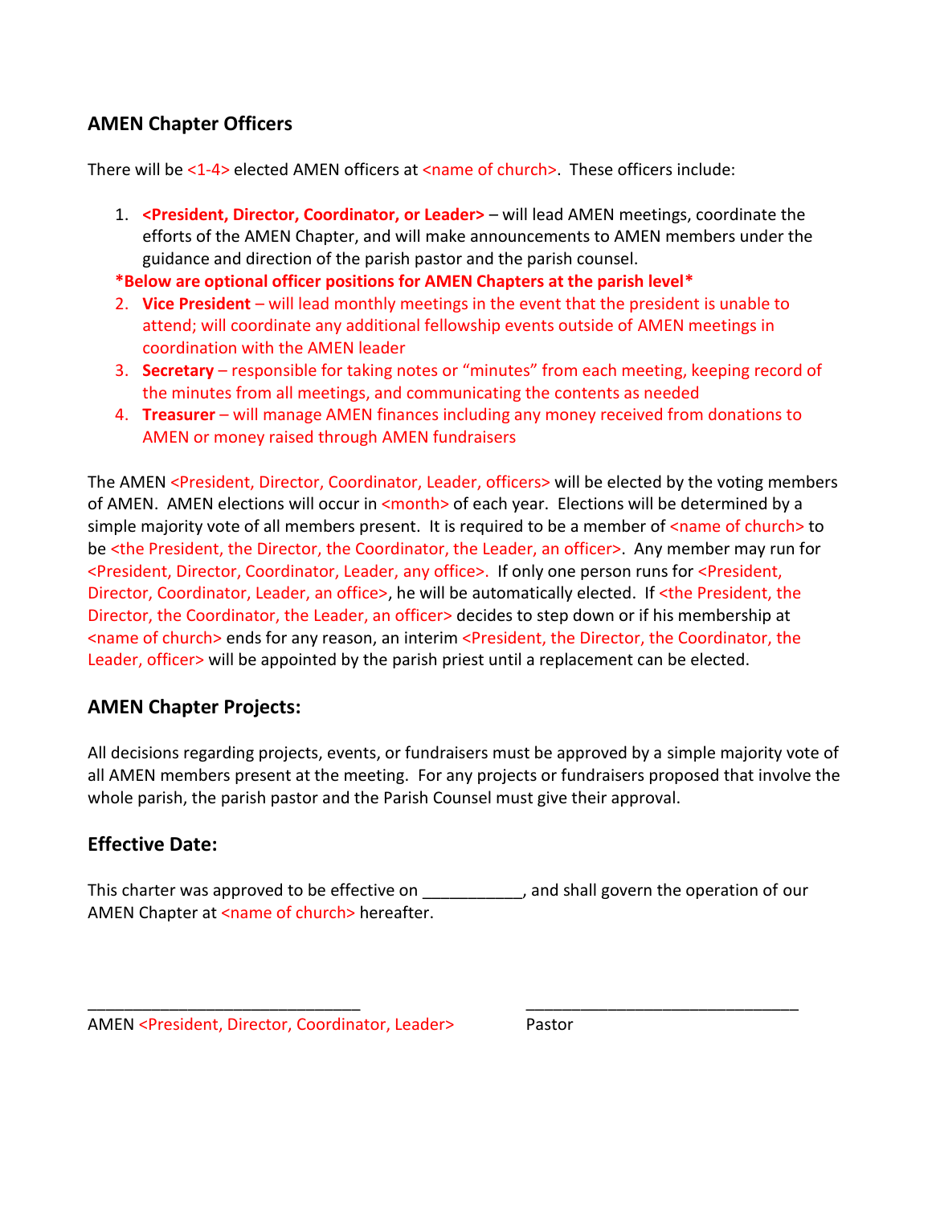## AMEN Chapter Officers

There will be <1-4> elected AMEN officers at <name of church>.  These officers include:

1. **<President, Director, Coordinator, or Leader>** – will lead AMEN meetings, coordinate the efforts of the AMEN Chapter, and will make announcements to AMEN members under the guidance and direction of the parish pastor and the parish counsel.

**\*Below are optional officer positions for AMEN Chapters at the parish level\***

2. **Vice President** – will lead monthly meetings in the event that the president is unable to attend; will coordinate any additional fellowship events outside of AMEN meetings in coordination with the AMEN leader
3. **Secretary** – responsible for taking notes or "minutes" from each meeting, keeping record of the minutes from all meetings, and communicating the contents as needed
4. **Treasurer** – will manage AMEN finances including any money received from donations to AMEN or money raised through AMEN fundraisers

The AMEN <President, Director, Coordinator, Leader, officers> will be elected by the voting members of AMEN.  AMEN elections will occur in <month> of each year.  Elections will be determined by a simple majority vote of all members present.  It is required to be a member of <name of church> to be <the President, the Director, the Coordinator, the Leader, an officer>.  Any member may run for <President, Director, Coordinator, Leader, any office>.  If only one person runs for <President, Director, Coordinator, Leader, an office>, he will be automatically elected.  If <the President, the Director, the Coordinator, the Leader, an officer> decides to step down or if his membership at <name of church> ends for any reason, an interim <President, the Director, the Coordinator, the Leader, officer> will be appointed by the parish priest until a replacement can be elected.

## AMEN Chapter Projects:

All decisions regarding projects, events, or fundraisers must be approved by a simple majority vote of all AMEN members present at the meeting.  For any projects or fundraisers proposed that involve the whole parish, the parish pastor and the Parish Counsel must give their approval.

## Effective Date:

This charter was approved to be effective on ___________, and shall govern the operation of our AMEN Chapter at <name of church> hereafter.

______________________________ 
AMEN <President, Director, Coordinator, Leader>

______________________________ 
Pastor